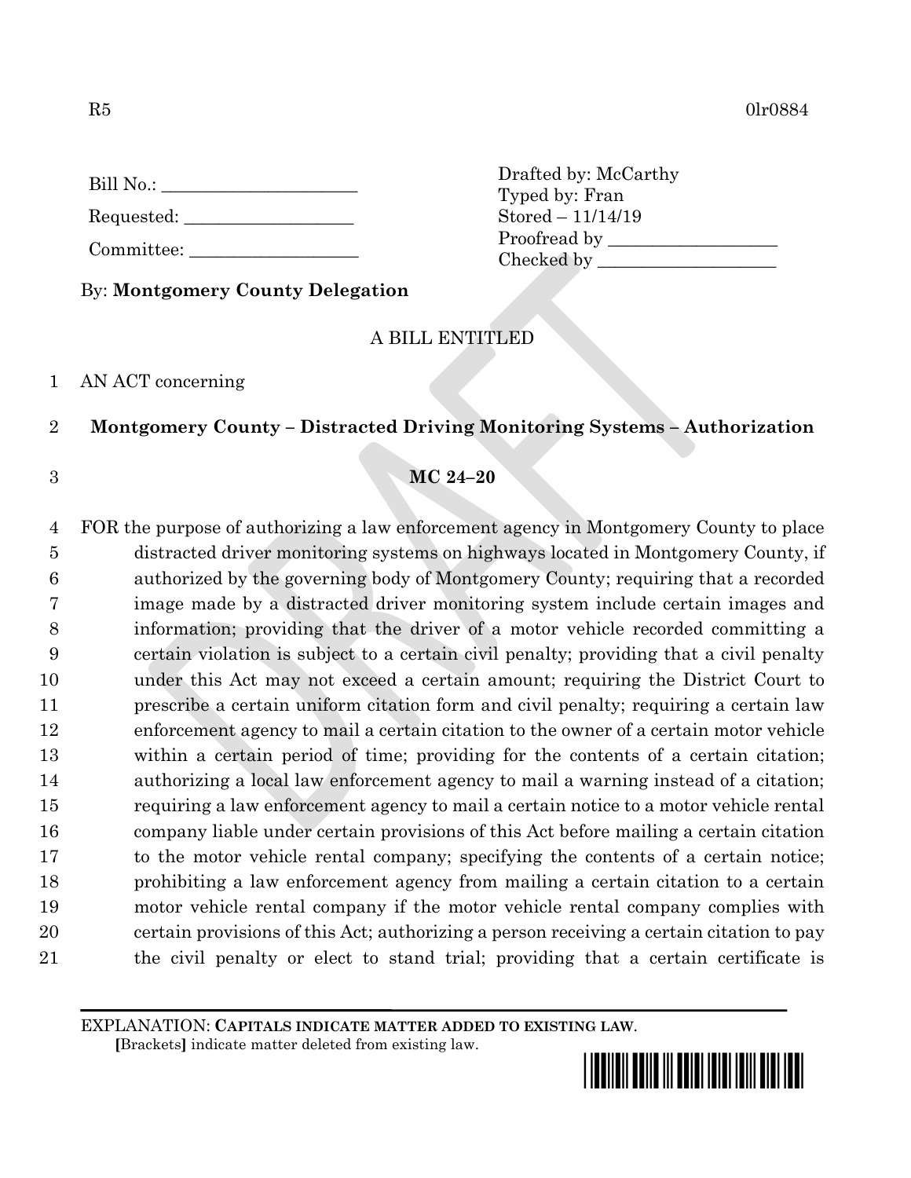R5 0lr0884

Bill No.: ______________________

Requested: ___________________

Committee: ___________________

Drafted by: McCarthy
Typed by: Fran
Stored – 11/14/19
Proofread by ___________________
Checked by ____________________

By: **Montgomery County Delegation**

A BILL ENTITLED

1 AN ACT concerning

2 **Montgomery County – Distracted Driving Monitoring Systems – Authorization**

3 **MC 24–20**

4 FOR the purpose of authorizing a law enforcement agency in Montgomery County to place
5 distracted driver monitoring systems on highways located in Montgomery County, if
6 authorized by the governing body of Montgomery County; requiring that a recorded
7 image made by a distracted driver monitoring system include certain images and
8 information; providing that the driver of a motor vehicle recorded committing a
9 certain violation is subject to a certain civil penalty; providing that a civil penalty
10 under this Act may not exceed a certain amount; requiring the District Court to
11 prescribe a certain uniform citation form and civil penalty; requiring a certain law
12 enforcement agency to mail a certain citation to the owner of a certain motor vehicle
13 within a certain period of time; providing for the contents of a certain citation;
14 authorizing a local law enforcement agency to mail a warning instead of a citation;
15 requiring a law enforcement agency to mail a certain notice to a motor vehicle rental
16 company liable under certain provisions of this Act before mailing a certain citation
17 to the motor vehicle rental company; specifying the contents of a certain notice;
18 prohibiting a law enforcement agency from mailing a certain citation to a certain
19 motor vehicle rental company if the motor vehicle rental company complies with
20 certain provisions of this Act; authorizing a person receiving a certain citation to pay
21 the civil penalty or elect to stand trial; providing that a certain certificate is

EXPLANATION: **CAPITALS INDICATE MATTER ADDED TO EXISTING LAW.**
**[**Brackets**]** indicate matter deleted from existing law.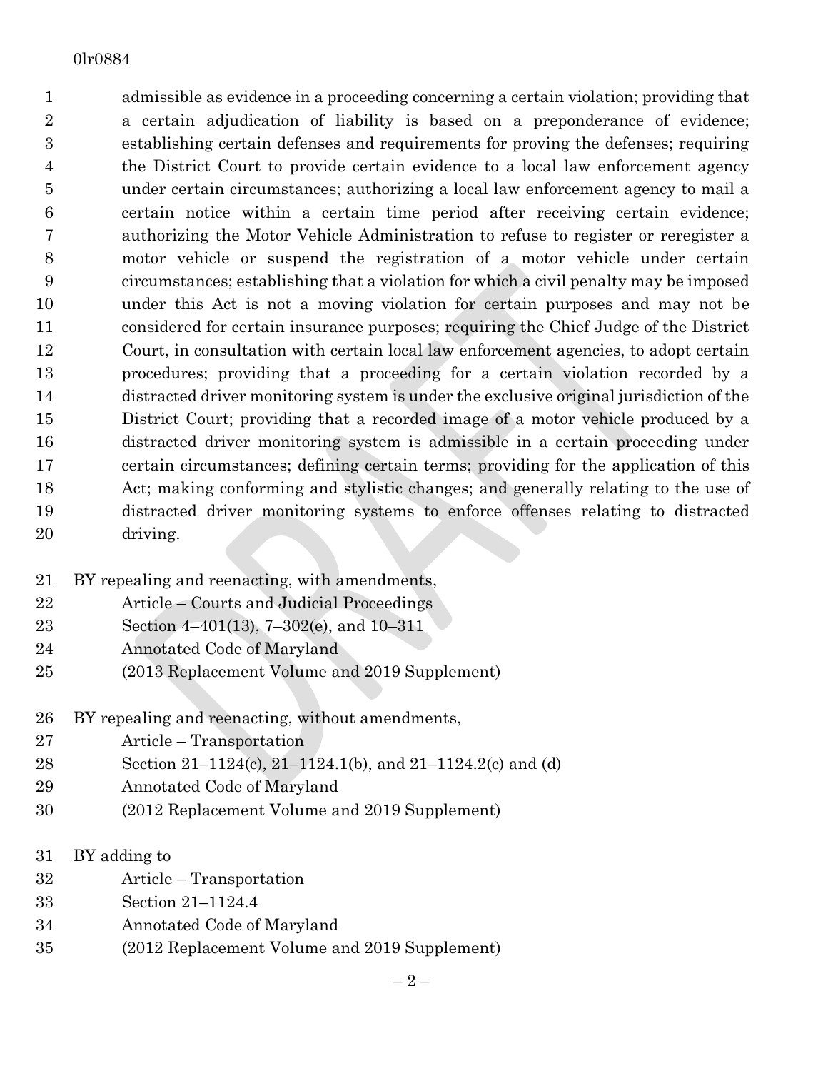admissible as evidence in a proceeding concerning a certain violation; providing that a certain adjudication of liability is based on a preponderance of evidence; establishing certain defenses and requirements for proving the defenses; requiring the District Court to provide certain evidence to a local law enforcement agency under certain circumstances; authorizing a local law enforcement agency to mail a certain notice within a certain time period after receiving certain evidence; authorizing the Motor Vehicle Administration to refuse to register or reregister a motor vehicle or suspend the registration of a motor vehicle under certain circumstances; establishing that a violation for which a civil penalty may be imposed under this Act is not a moving violation for certain purposes and may not be considered for certain insurance purposes; requiring the Chief Judge of the District Court, in consultation with certain local law enforcement agencies, to adopt certain procedures; providing that a proceeding for a certain violation recorded by a distracted driver monitoring system is under the exclusive original jurisdiction of the District Court; providing that a recorded image of a motor vehicle produced by a distracted driver monitoring system is admissible in a certain proceeding under certain circumstances; defining certain terms; providing for the application of this Act; making conforming and stylistic changes; and generally relating to the use of distracted driver monitoring systems to enforce offenses relating to distracted driving.

BY repealing and reenacting, with amendments,
Article – Courts and Judicial Proceedings
Section 4–401(13), 7–302(e), and 10–311
Annotated Code of Maryland
(2013 Replacement Volume and 2019 Supplement)

BY repealing and reenacting, without amendments,
Article – Transportation
Section 21–1124(c), 21–1124.1(b), and 21–1124.2(c) and (d)
Annotated Code of Maryland
(2012 Replacement Volume and 2019 Supplement)

BY adding to
Article – Transportation
Section 21–1124.4
Annotated Code of Maryland
(2012 Replacement Volume and 2019 Supplement)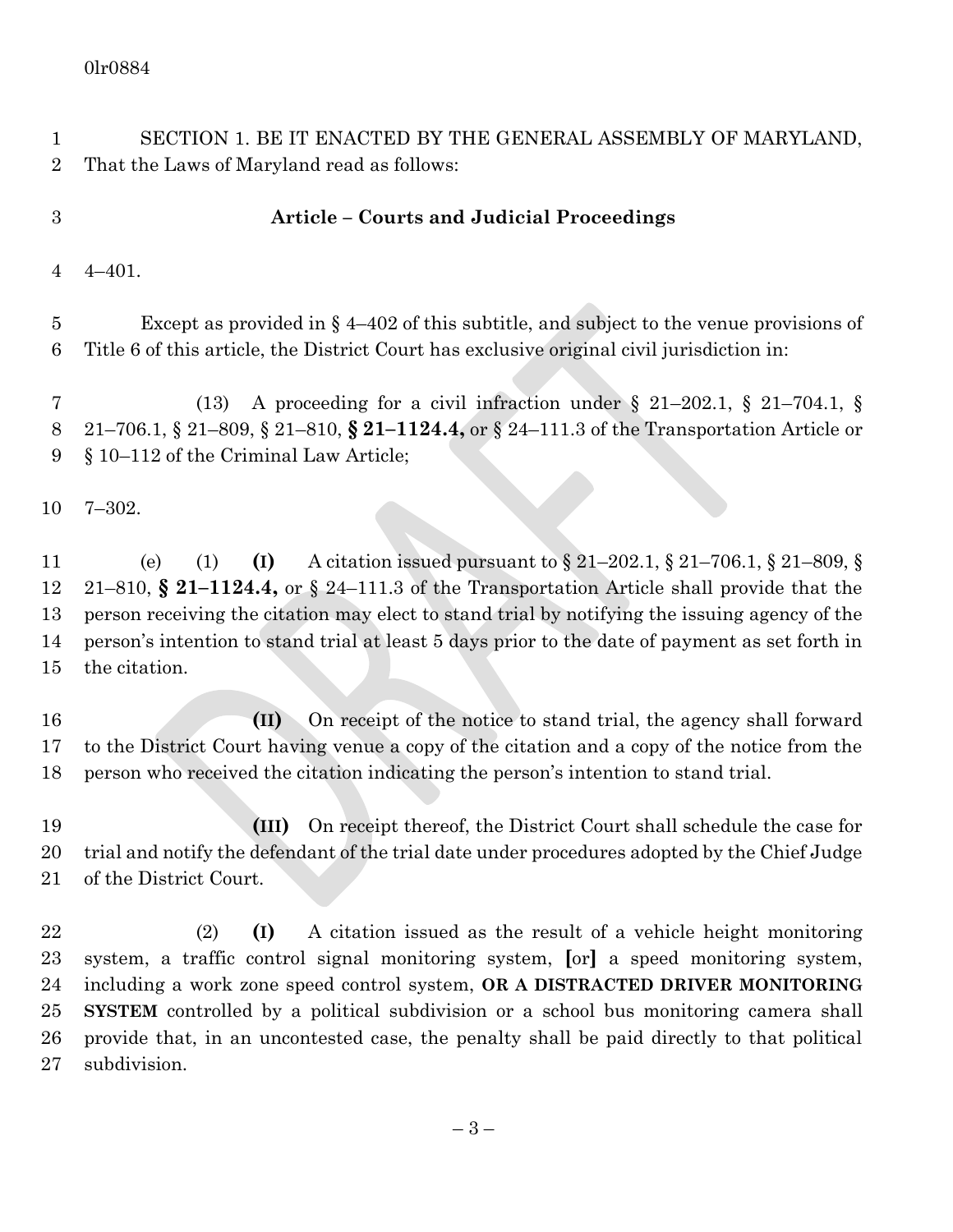0lr0884

SECTION 1. BE IT ENACTED BY THE GENERAL ASSEMBLY OF MARYLAND, That the Laws of Maryland read as follows:

**Article – Courts and Judicial Proceedings**

4–401.

Except as provided in § 4–402 of this subtitle, and subject to the venue provisions of Title 6 of this article, the District Court has exclusive original civil jurisdiction in:

(13) A proceeding for a civil infraction under § 21–202.1, § 21–704.1, § 21–706.1, § 21–809, § 21–810, **§ 21–1124.4,** or § 24–111.3 of the Transportation Article or § 10–112 of the Criminal Law Article;

7–302.

(e) (1) **(I)** A citation issued pursuant to § 21–202.1, § 21–706.1, § 21–809, § 21–810, **§ 21–1124.4,** or § 24–111.3 of the Transportation Article shall provide that the person receiving the citation may elect to stand trial by notifying the issuing agency of the person's intention to stand trial at least 5 days prior to the date of payment as set forth in the citation.

**(II)** On receipt of the notice to stand trial, the agency shall forward to the District Court having venue a copy of the citation and a copy of the notice from the person who received the citation indicating the person's intention to stand trial.

**(III)** On receipt thereof, the District Court shall schedule the case for trial and notify the defendant of the trial date under procedures adopted by the Chief Judge of the District Court.

(2) **(I)** A citation issued as the result of a vehicle height monitoring system, a traffic control signal monitoring system, **[**or**]** a speed monitoring system, including a work zone speed control system, **OR A DISTRACTED DRIVER MONITORING SYSTEM** controlled by a political subdivision or a school bus monitoring camera shall provide that, in an uncontested case, the penalty shall be paid directly to that political subdivision.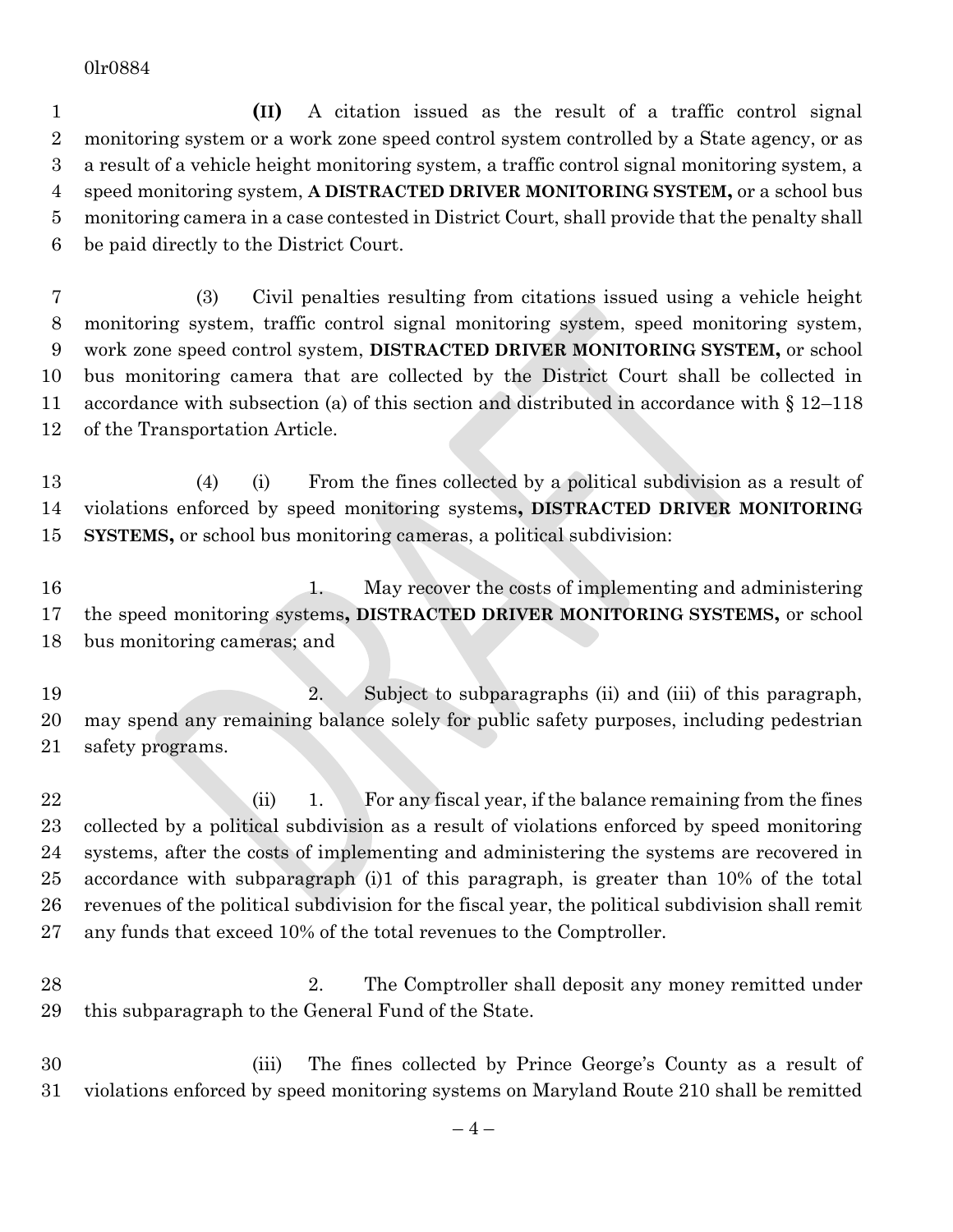**(II)** A citation issued as the result of a traffic control signal monitoring system or a work zone speed control system controlled by a State agency, or as a result of a vehicle height monitoring system, a traffic control signal monitoring system, a speed monitoring system, **A DISTRACTED DRIVER MONITORING SYSTEM,** or a school bus monitoring camera in a case contested in District Court, shall provide that the penalty shall be paid directly to the District Court.

(3) Civil penalties resulting from citations issued using a vehicle height monitoring system, traffic control signal monitoring system, speed monitoring system, work zone speed control system, **DISTRACTED DRIVER MONITORING SYSTEM,** or school bus monitoring camera that are collected by the District Court shall be collected in accordance with subsection (a) of this section and distributed in accordance with § 12–118 of the Transportation Article.

(4) (i) From the fines collected by a political subdivision as a result of violations enforced by speed monitoring systems**, DISTRACTED DRIVER MONITORING SYSTEMS,** or school bus monitoring cameras, a political subdivision:

1. May recover the costs of implementing and administering the speed monitoring systems**, DISTRACTED DRIVER MONITORING SYSTEMS,** or school bus monitoring cameras; and

2. Subject to subparagraphs (ii) and (iii) of this paragraph, may spend any remaining balance solely for public safety purposes, including pedestrian safety programs.

(ii) 1. For any fiscal year, if the balance remaining from the fines collected by a political subdivision as a result of violations enforced by speed monitoring systems, after the costs of implementing and administering the systems are recovered in accordance with subparagraph (i)1 of this paragraph, is greater than 10% of the total revenues of the political subdivision for the fiscal year, the political subdivision shall remit any funds that exceed 10% of the total revenues to the Comptroller.

2. The Comptroller shall deposit any money remitted under this subparagraph to the General Fund of the State.

(iii) The fines collected by Prince George's County as a result of violations enforced by speed monitoring systems on Maryland Route 210 shall be remitted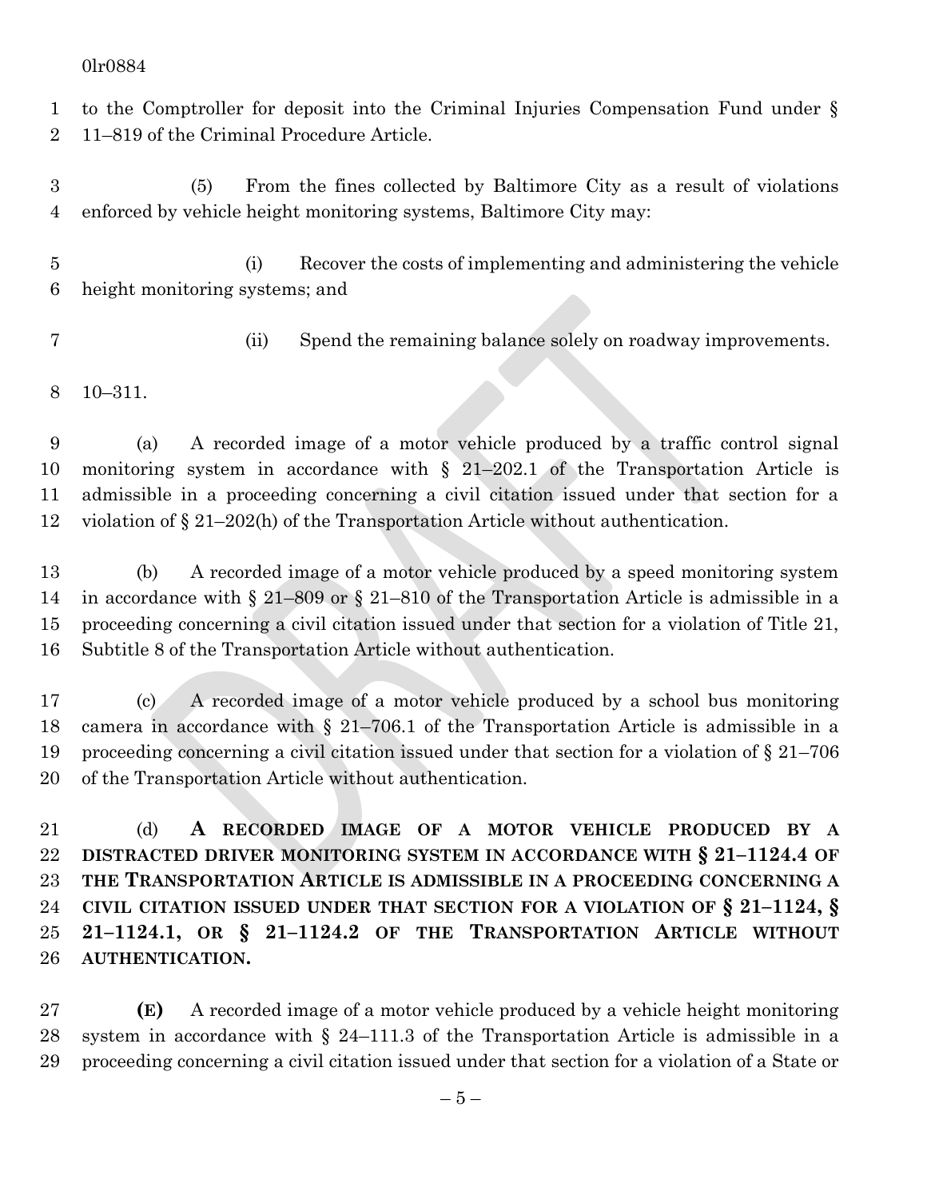to the Comptroller for deposit into the Criminal Injuries Compensation Fund under § 11–819 of the Criminal Procedure Article.

(5) From the fines collected by Baltimore City as a result of violations enforced by vehicle height monitoring systems, Baltimore City may:

(i) Recover the costs of implementing and administering the vehicle height monitoring systems; and

(ii) Spend the remaining balance solely on roadway improvements.

10–311.

(a) A recorded image of a motor vehicle produced by a traffic control signal monitoring system in accordance with § 21–202.1 of the Transportation Article is admissible in a proceeding concerning a civil citation issued under that section for a violation of § 21–202(h) of the Transportation Article without authentication.

(b) A recorded image of a motor vehicle produced by a speed monitoring system in accordance with § 21–809 or § 21–810 of the Transportation Article is admissible in a proceeding concerning a civil citation issued under that section for a violation of Title 21, Subtitle 8 of the Transportation Article without authentication.

(c) A recorded image of a motor vehicle produced by a school bus monitoring camera in accordance with § 21–706.1 of the Transportation Article is admissible in a proceeding concerning a civil citation issued under that section for a violation of § 21–706 of the Transportation Article without authentication.

(d) **A RECORDED IMAGE OF A MOTOR VEHICLE PRODUCED BY A DISTRACTED DRIVER MONITORING SYSTEM IN ACCORDANCE WITH § 21–1124.4 OF THE TRANSPORTATION ARTICLE IS ADMISSIBLE IN A PROCEEDING CONCERNING A CIVIL CITATION ISSUED UNDER THAT SECTION FOR A VIOLATION OF § 21–1124, § 21–1124.1, OR § 21–1124.2 OF THE TRANSPORTATION ARTICLE WITHOUT AUTHENTICATION.**

**(E)** A recorded image of a motor vehicle produced by a vehicle height monitoring system in accordance with § 24–111.3 of the Transportation Article is admissible in a proceeding concerning a civil citation issued under that section for a violation of a State or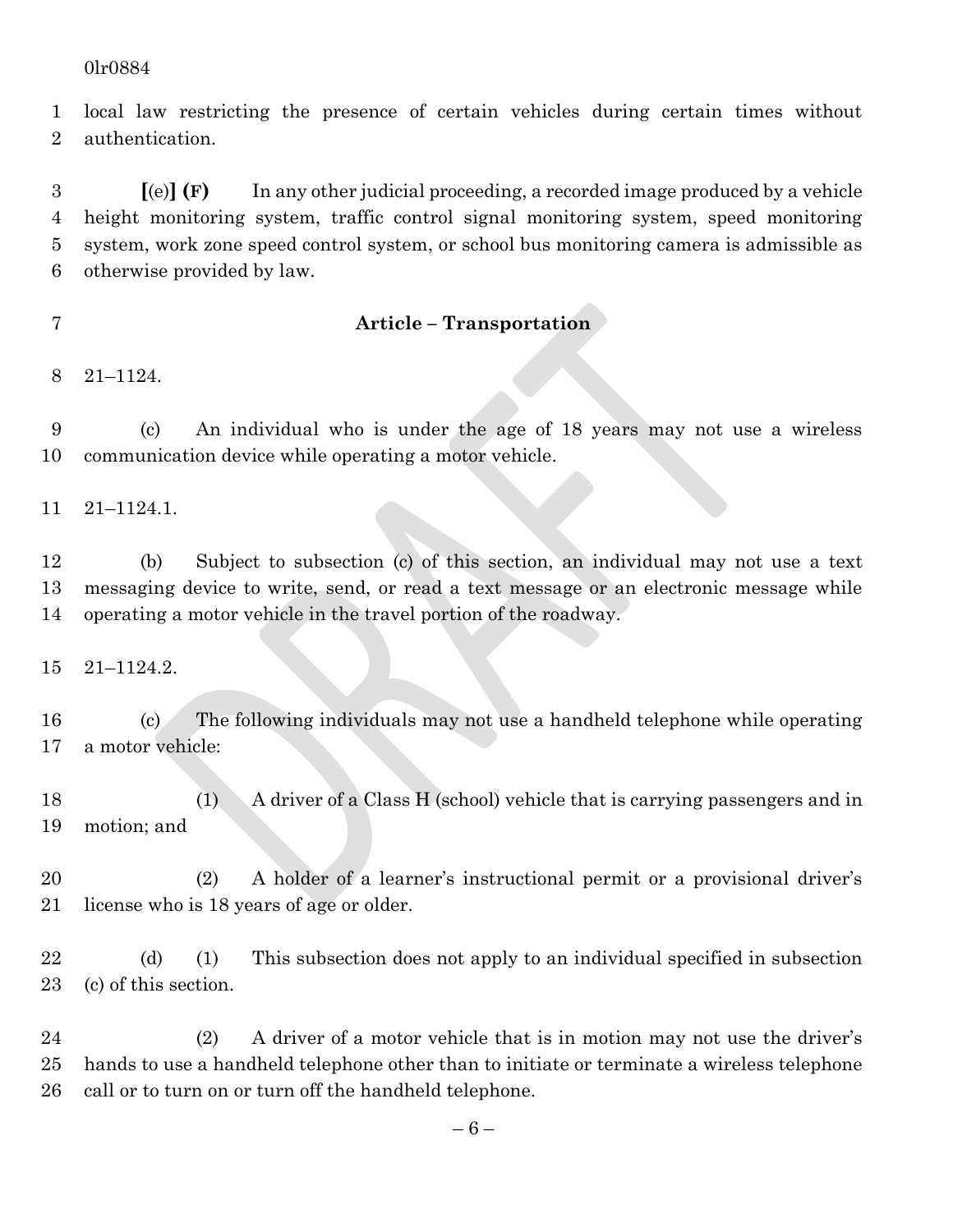local law restricting the presence of certain vehicles during certain times without authentication.

[(e)] **(F)** In any other judicial proceeding, a recorded image produced by a vehicle height monitoring system, traffic control signal monitoring system, speed monitoring system, work zone speed control system, or school bus monitoring camera is admissible as otherwise provided by law.

**Article – Transportation**

21–1124.

(c) An individual who is under the age of 18 years may not use a wireless communication device while operating a motor vehicle.

21–1124.1.

(b) Subject to subsection (c) of this section, an individual may not use a text messaging device to write, send, or read a text message or an electronic message while operating a motor vehicle in the travel portion of the roadway.

21–1124.2.

(c) The following individuals may not use a handheld telephone while operating a motor vehicle:

(1) A driver of a Class H (school) vehicle that is carrying passengers and in motion; and

(2) A holder of a learner's instructional permit or a provisional driver's license who is 18 years of age or older.

(d) (1) This subsection does not apply to an individual specified in subsection (c) of this section.

(2) A driver of a motor vehicle that is in motion may not use the driver's hands to use a handheld telephone other than to initiate or terminate a wireless telephone call or to turn on or turn off the handheld telephone.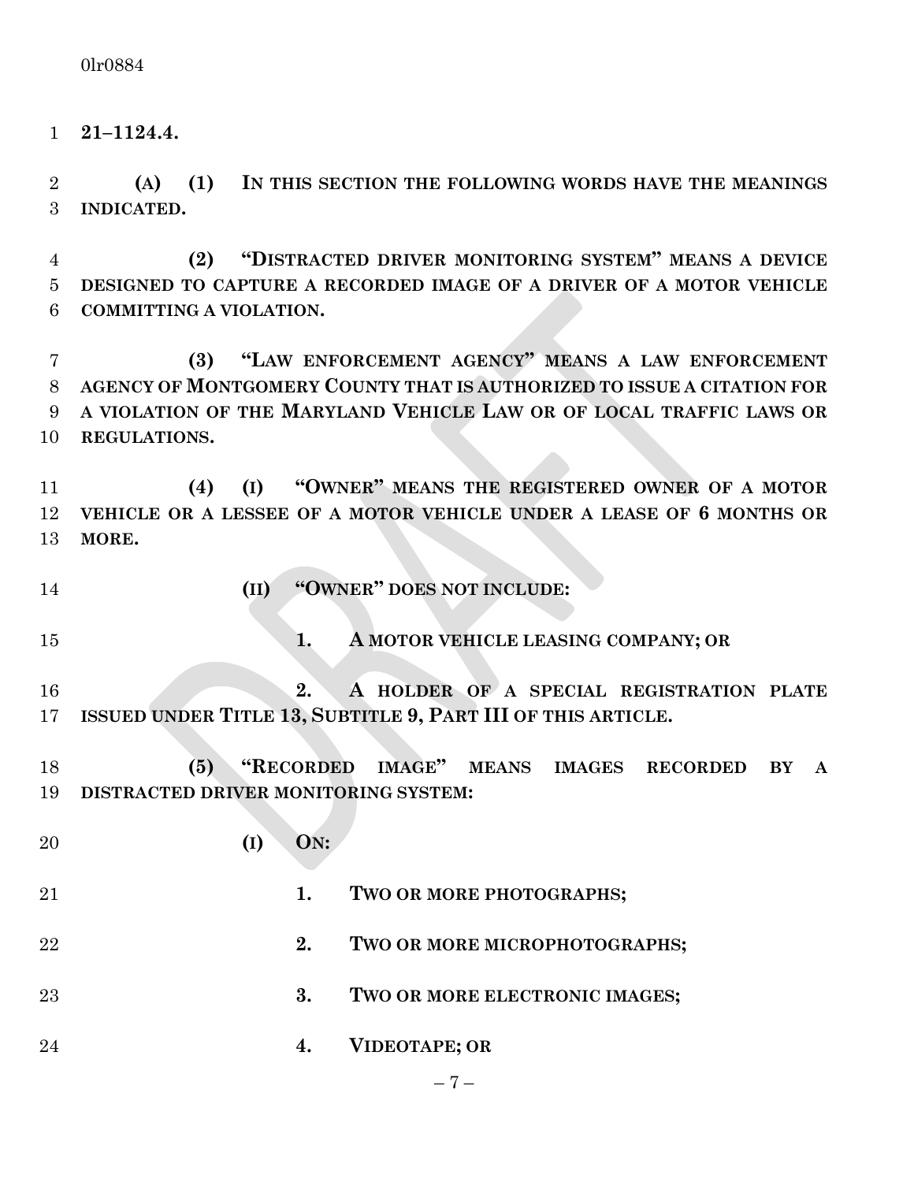**21–1124.4.**

**(A) (1) IN THIS SECTION THE FOLLOWING WORDS HAVE THE MEANINGS INDICATED.**

**(2) "DISTRACTED DRIVER MONITORING SYSTEM" MEANS A DEVICE DESIGNED TO CAPTURE A RECORDED IMAGE OF A DRIVER OF A MOTOR VEHICLE COMMITTING A VIOLATION.**

**(3) "LAW ENFORCEMENT AGENCY" MEANS A LAW ENFORCEMENT AGENCY OF MONTGOMERY COUNTY THAT IS AUTHORIZED TO ISSUE A CITATION FOR A VIOLATION OF THE MARYLAND VEHICLE LAW OR OF LOCAL TRAFFIC LAWS OR REGULATIONS.**

**(4) (I) "OWNER" MEANS THE REGISTERED OWNER OF A MOTOR VEHICLE OR A LESSEE OF A MOTOR VEHICLE UNDER A LEASE OF 6 MONTHS OR MORE.**

**(II) "OWNER" DOES NOT INCLUDE:**

**1. A MOTOR VEHICLE LEASING COMPANY; OR**

**2. A HOLDER OF A SPECIAL REGISTRATION PLATE ISSUED UNDER TITLE 13, SUBTITLE 9, PART III OF THIS ARTICLE.**

**(5) "RECORDED IMAGE" MEANS IMAGES RECORDED BY A DISTRACTED DRIVER MONITORING SYSTEM:**

**(I) ON:**

**1. TWO OR MORE PHOTOGRAPHS;**

**2. TWO OR MORE MICROPHOTOGRAPHS;**

**3. TWO OR MORE ELECTRONIC IMAGES;**

**4. VIDEOTAPE; OR**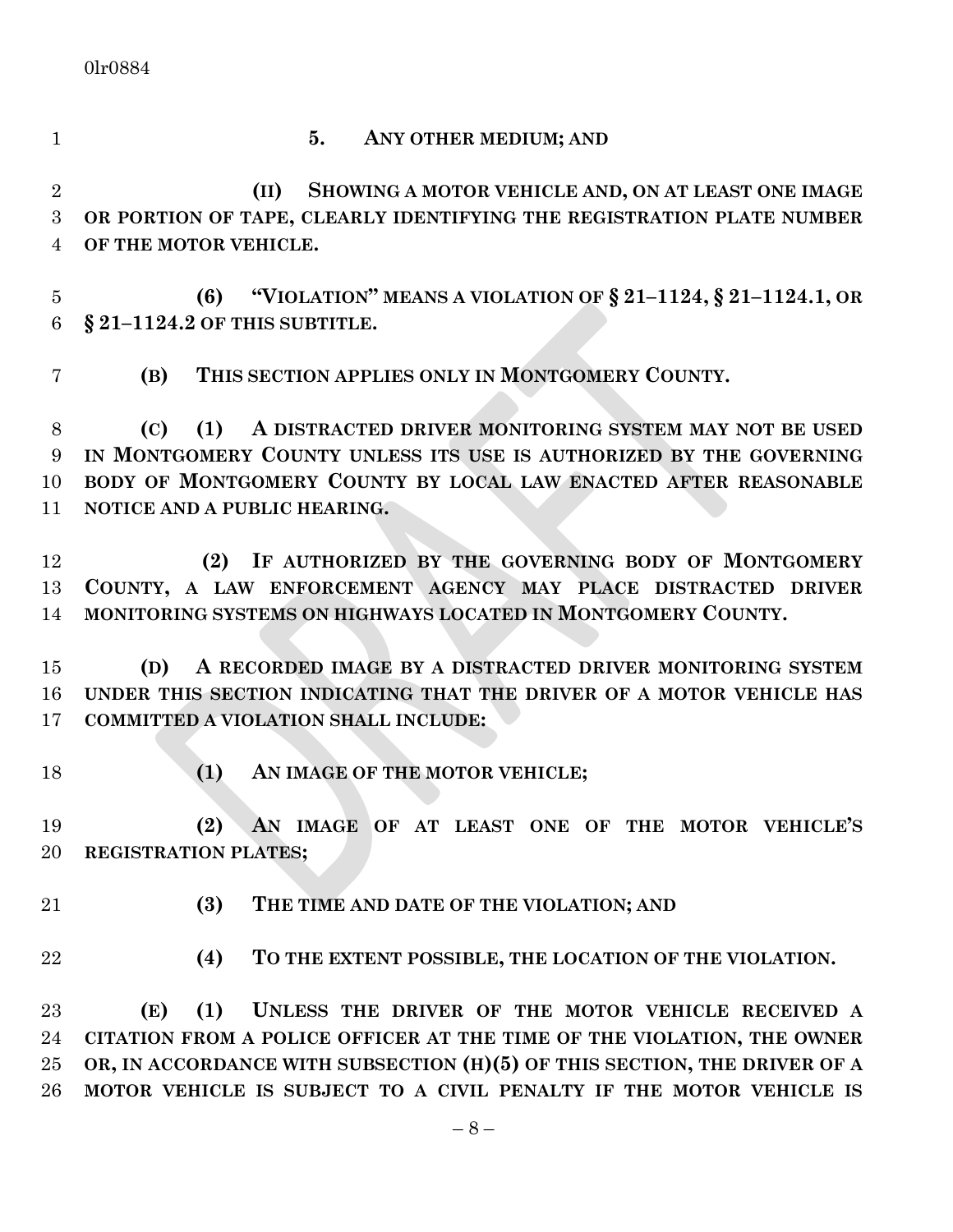**5. ANY OTHER MEDIUM; AND**

**(II) SHOWING A MOTOR VEHICLE AND, ON AT LEAST ONE IMAGE OR PORTION OF TAPE, CLEARLY IDENTIFYING THE REGISTRATION PLATE NUMBER OF THE MOTOR VEHICLE.**

**(6) "VIOLATION" MEANS A VIOLATION OF § 21–1124, § 21–1124.1, OR § 21–1124.2 OF THIS SUBTITLE.**

**(B) THIS SECTION APPLIES ONLY IN MONTGOMERY COUNTY.**

**(C) (1) A DISTRACTED DRIVER MONITORING SYSTEM MAY NOT BE USED IN MONTGOMERY COUNTY UNLESS ITS USE IS AUTHORIZED BY THE GOVERNING BODY OF MONTGOMERY COUNTY BY LOCAL LAW ENACTED AFTER REASONABLE NOTICE AND A PUBLIC HEARING.**

**(2) IF AUTHORIZED BY THE GOVERNING BODY OF MONTGOMERY COUNTY, A LAW ENFORCEMENT AGENCY MAY PLACE DISTRACTED DRIVER MONITORING SYSTEMS ON HIGHWAYS LOCATED IN MONTGOMERY COUNTY.**

**(D) A RECORDED IMAGE BY A DISTRACTED DRIVER MONITORING SYSTEM UNDER THIS SECTION INDICATING THAT THE DRIVER OF A MOTOR VEHICLE HAS COMMITTED A VIOLATION SHALL INCLUDE:**

**(1) AN IMAGE OF THE MOTOR VEHICLE;**

**(2) AN IMAGE OF AT LEAST ONE OF THE MOTOR VEHICLE'S REGISTRATION PLATES;**

**(3) THE TIME AND DATE OF THE VIOLATION; AND**

**(4) TO THE EXTENT POSSIBLE, THE LOCATION OF THE VIOLATION.**

**(E) (1) UNLESS THE DRIVER OF THE MOTOR VEHICLE RECEIVED A CITATION FROM A POLICE OFFICER AT THE TIME OF THE VIOLATION, THE OWNER OR, IN ACCORDANCE WITH SUBSECTION (H)(5) OF THIS SECTION, THE DRIVER OF A MOTOR VEHICLE IS SUBJECT TO A CIVIL PENALTY IF THE MOTOR VEHICLE IS**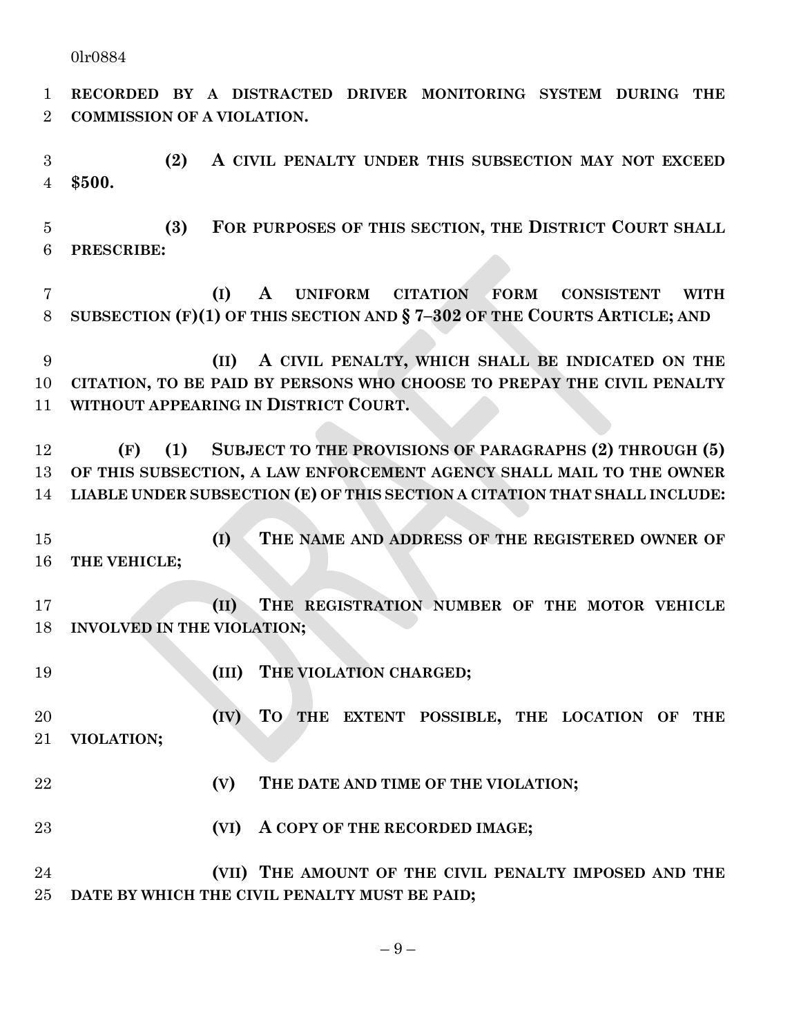**RECORDED BY A DISTRACTED DRIVER MONITORING SYSTEM DURING THE COMMISSION OF A VIOLATION.**

**(2) A CIVIL PENALTY UNDER THIS SUBSECTION MAY NOT EXCEED $500.**

**(3) FOR PURPOSES OF THIS SECTION, THE DISTRICT COURT SHALL PRESCRIBE:**

**(I) A UNIFORM CITATION FORM CONSISTENT WITH SUBSECTION (F)(1) OF THIS SECTION AND § 7–302 OF THE COURTS ARTICLE; AND**

**(II) A CIVIL PENALTY, WHICH SHALL BE INDICATED ON THE CITATION, TO BE PAID BY PERSONS WHO CHOOSE TO PREPAY THE CIVIL PENALTY WITHOUT APPEARING IN DISTRICT COURT.**

**(F) (1) SUBJECT TO THE PROVISIONS OF PARAGRAPHS (2) THROUGH (5) OF THIS SUBSECTION, A LAW ENFORCEMENT AGENCY SHALL MAIL TO THE OWNER LIABLE UNDER SUBSECTION (E) OF THIS SECTION A CITATION THAT SHALL INCLUDE:**

**(I) THE NAME AND ADDRESS OF THE REGISTERED OWNER OF THE VEHICLE;**

**(II) THE REGISTRATION NUMBER OF THE MOTOR VEHICLE INVOLVED IN THE VIOLATION;**

**(III) THE VIOLATION CHARGED;**

**(IV) TO THE EXTENT POSSIBLE, THE LOCATION OF THE VIOLATION;**

**(V) THE DATE AND TIME OF THE VIOLATION;**

**(VI) A COPY OF THE RECORDED IMAGE;**

**(VII) THE AMOUNT OF THE CIVIL PENALTY IMPOSED AND THE DATE BY WHICH THE CIVIL PENALTY MUST BE PAID;**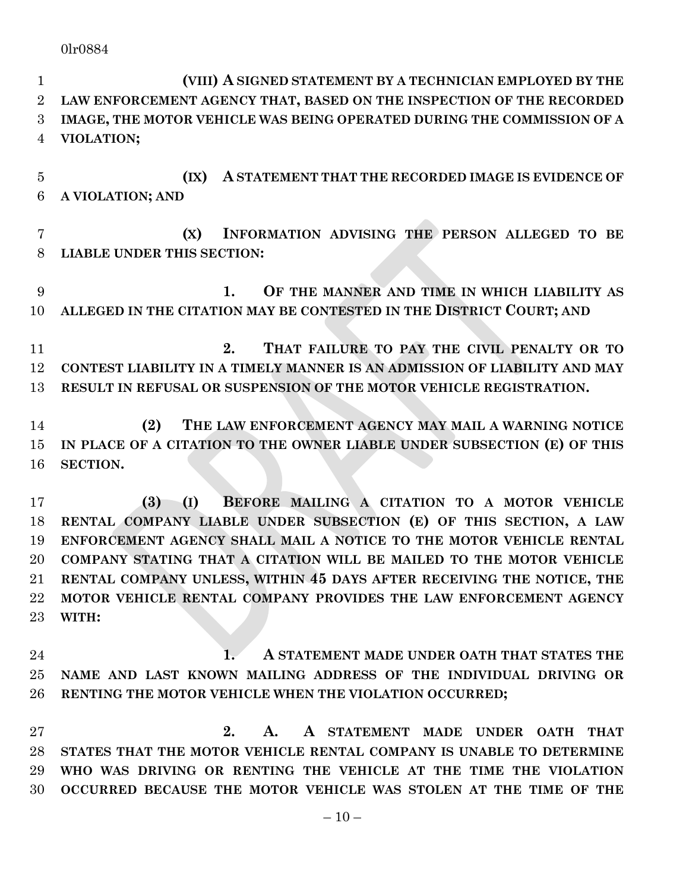**(VIII) A SIGNED STATEMENT BY A TECHNICIAN EMPLOYED BY THE LAW ENFORCEMENT AGENCY THAT, BASED ON THE INSPECTION OF THE RECORDED IMAGE, THE MOTOR VEHICLE WAS BEING OPERATED DURING THE COMMISSION OF A VIOLATION;**

**(IX) A STATEMENT THAT THE RECORDED IMAGE IS EVIDENCE OF A VIOLATION; AND**

**(X) INFORMATION ADVISING THE PERSON ALLEGED TO BE LIABLE UNDER THIS SECTION:**

**1. OF THE MANNER AND TIME IN WHICH LIABILITY AS ALLEGED IN THE CITATION MAY BE CONTESTED IN THE DISTRICT COURT; AND**

**2. THAT FAILURE TO PAY THE CIVIL PENALTY OR TO CONTEST LIABILITY IN A TIMELY MANNER IS AN ADMISSION OF LIABILITY AND MAY RESULT IN REFUSAL OR SUSPENSION OF THE MOTOR VEHICLE REGISTRATION.**

**(2) THE LAW ENFORCEMENT AGENCY MAY MAIL A WARNING NOTICE IN PLACE OF A CITATION TO THE OWNER LIABLE UNDER SUBSECTION (E) OF THIS SECTION.**

**(3) (I) BEFORE MAILING A CITATION TO A MOTOR VEHICLE RENTAL COMPANY LIABLE UNDER SUBSECTION (E) OF THIS SECTION, A LAW ENFORCEMENT AGENCY SHALL MAIL A NOTICE TO THE MOTOR VEHICLE RENTAL COMPANY STATING THAT A CITATION WILL BE MAILED TO THE MOTOR VEHICLE RENTAL COMPANY UNLESS, WITHIN 45 DAYS AFTER RECEIVING THE NOTICE, THE MOTOR VEHICLE RENTAL COMPANY PROVIDES THE LAW ENFORCEMENT AGENCY WITH:**

**1. A STATEMENT MADE UNDER OATH THAT STATES THE NAME AND LAST KNOWN MAILING ADDRESS OF THE INDIVIDUAL DRIVING OR RENTING THE MOTOR VEHICLE WHEN THE VIOLATION OCCURRED;**

**2. A. A STATEMENT MADE UNDER OATH THAT STATES THAT THE MOTOR VEHICLE RENTAL COMPANY IS UNABLE TO DETERMINE WHO WAS DRIVING OR RENTING THE VEHICLE AT THE TIME THE VIOLATION OCCURRED BECAUSE THE MOTOR VEHICLE WAS STOLEN AT THE TIME OF THE**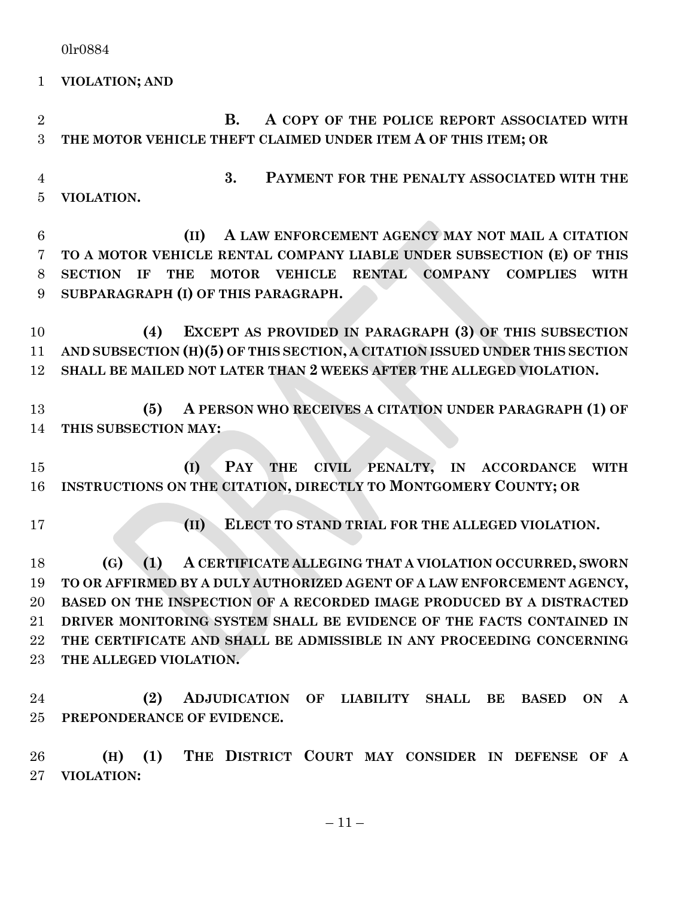**VIOLATION; AND**

**B. A COPY OF THE POLICE REPORT ASSOCIATED WITH THE MOTOR VEHICLE THEFT CLAIMED UNDER ITEM A OF THIS ITEM; OR**

**3. PAYMENT FOR THE PENALTY ASSOCIATED WITH THE VIOLATION.**

**(II) A LAW ENFORCEMENT AGENCY MAY NOT MAIL A CITATION TO A MOTOR VEHICLE RENTAL COMPANY LIABLE UNDER SUBSECTION (E) OF THIS SECTION IF THE MOTOR VEHICLE RENTAL COMPANY COMPLIES WITH SUBPARAGRAPH (I) OF THIS PARAGRAPH.**

**(4) EXCEPT AS PROVIDED IN PARAGRAPH (3) OF THIS SUBSECTION AND SUBSECTION (H)(5) OF THIS SECTION, A CITATION ISSUED UNDER THIS SECTION SHALL BE MAILED NOT LATER THAN 2 WEEKS AFTER THE ALLEGED VIOLATION.**

**(5) A PERSON WHO RECEIVES A CITATION UNDER PARAGRAPH (1) OF THIS SUBSECTION MAY:**

**(I) PAY THE CIVIL PENALTY, IN ACCORDANCE WITH INSTRUCTIONS ON THE CITATION, DIRECTLY TO MONTGOMERY COUNTY; OR**

**(II) ELECT TO STAND TRIAL FOR THE ALLEGED VIOLATION.**

**(G) (1) A CERTIFICATE ALLEGING THAT A VIOLATION OCCURRED, SWORN TO OR AFFIRMED BY A DULY AUTHORIZED AGENT OF A LAW ENFORCEMENT AGENCY, BASED ON THE INSPECTION OF A RECORDED IMAGE PRODUCED BY A DISTRACTED DRIVER MONITORING SYSTEM SHALL BE EVIDENCE OF THE FACTS CONTAINED IN THE CERTIFICATE AND SHALL BE ADMISSIBLE IN ANY PROCEEDING CONCERNING THE ALLEGED VIOLATION.**

**(2) ADJUDICATION OF LIABILITY SHALL BE BASED ON A PREPONDERANCE OF EVIDENCE.**

**(H) (1) THE DISTRICT COURT MAY CONSIDER IN DEFENSE OF A VIOLATION:**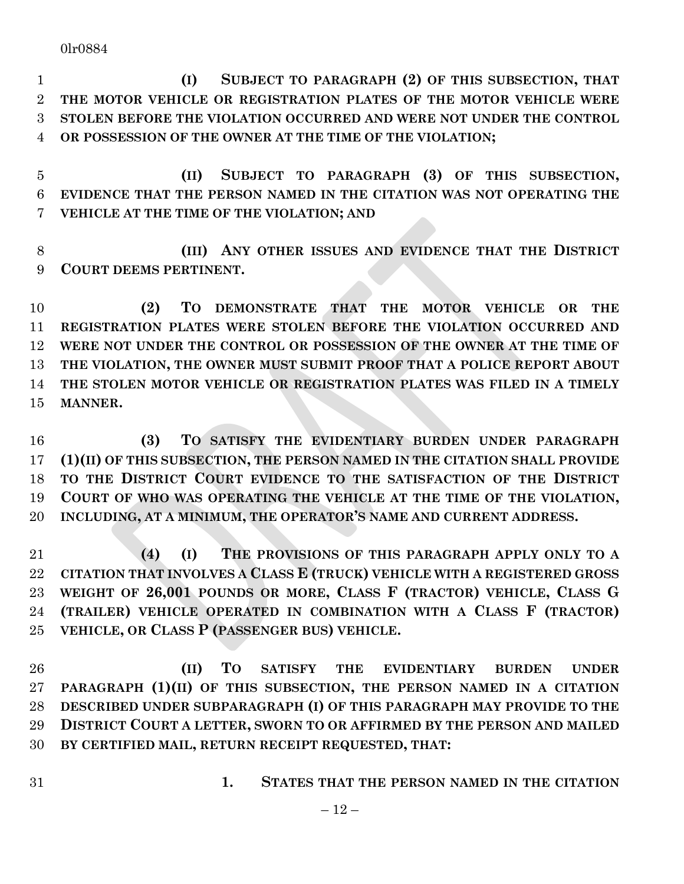**(I) SUBJECT TO PARAGRAPH (2) OF THIS SUBSECTION, THAT THE MOTOR VEHICLE OR REGISTRATION PLATES OF THE MOTOR VEHICLE WERE STOLEN BEFORE THE VIOLATION OCCURRED AND WERE NOT UNDER THE CONTROL OR POSSESSION OF THE OWNER AT THE TIME OF THE VIOLATION;**

**(II) SUBJECT TO PARAGRAPH (3) OF THIS SUBSECTION, EVIDENCE THAT THE PERSON NAMED IN THE CITATION WAS NOT OPERATING THE VEHICLE AT THE TIME OF THE VIOLATION; AND**

**(III) ANY OTHER ISSUES AND EVIDENCE THAT THE DISTRICT COURT DEEMS PERTINENT.**

**(2) TO DEMONSTRATE THAT THE MOTOR VEHICLE OR THE REGISTRATION PLATES WERE STOLEN BEFORE THE VIOLATION OCCURRED AND WERE NOT UNDER THE CONTROL OR POSSESSION OF THE OWNER AT THE TIME OF THE VIOLATION, THE OWNER MUST SUBMIT PROOF THAT A POLICE REPORT ABOUT THE STOLEN MOTOR VEHICLE OR REGISTRATION PLATES WAS FILED IN A TIMELY MANNER.**

**(3) TO SATISFY THE EVIDENTIARY BURDEN UNDER PARAGRAPH (1)(II) OF THIS SUBSECTION, THE PERSON NAMED IN THE CITATION SHALL PROVIDE TO THE DISTRICT COURT EVIDENCE TO THE SATISFACTION OF THE DISTRICT COURT OF WHO WAS OPERATING THE VEHICLE AT THE TIME OF THE VIOLATION, INCLUDING, AT A MINIMUM, THE OPERATOR'S NAME AND CURRENT ADDRESS.**

**(4) (I) THE PROVISIONS OF THIS PARAGRAPH APPLY ONLY TO A CITATION THAT INVOLVES A CLASS E (TRUCK) VEHICLE WITH A REGISTERED GROSS WEIGHT OF 26,001 POUNDS OR MORE, CLASS F (TRACTOR) VEHICLE, CLASS G (TRAILER) VEHICLE OPERATED IN COMBINATION WITH A CLASS F (TRACTOR) VEHICLE, OR CLASS P (PASSENGER BUS) VEHICLE.**

**(II) TO SATISFY THE EVIDENTIARY BURDEN UNDER PARAGRAPH (1)(II) OF THIS SUBSECTION, THE PERSON NAMED IN A CITATION DESCRIBED UNDER SUBPARAGRAPH (I) OF THIS PARAGRAPH MAY PROVIDE TO THE DISTRICT COURT A LETTER, SWORN TO OR AFFIRMED BY THE PERSON AND MAILED BY CERTIFIED MAIL, RETURN RECEIPT REQUESTED, THAT:**

**1. STATES THAT THE PERSON NAMED IN THE CITATION**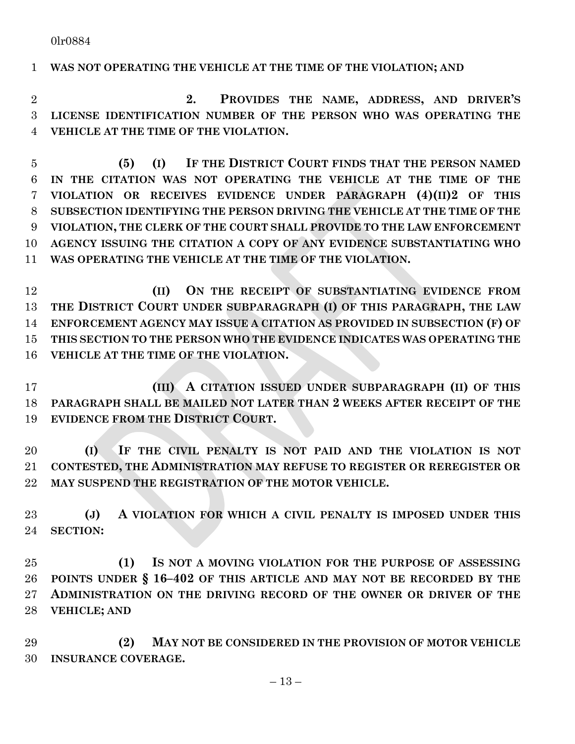**WAS NOT OPERATING THE VEHICLE AT THE TIME OF THE VIOLATION; AND**

**2. PROVIDES THE NAME, ADDRESS, AND DRIVER'S LICENSE IDENTIFICATION NUMBER OF THE PERSON WHO WAS OPERATING THE VEHICLE AT THE TIME OF THE VIOLATION.**

**(5) (I) IF THE DISTRICT COURT FINDS THAT THE PERSON NAMED IN THE CITATION WAS NOT OPERATING THE VEHICLE AT THE TIME OF THE VIOLATION OR RECEIVES EVIDENCE UNDER PARAGRAPH (4)(II)2 OF THIS SUBSECTION IDENTIFYING THE PERSON DRIVING THE VEHICLE AT THE TIME OF THE VIOLATION, THE CLERK OF THE COURT SHALL PROVIDE TO THE LAW ENFORCEMENT AGENCY ISSUING THE CITATION A COPY OF ANY EVIDENCE SUBSTANTIATING WHO WAS OPERATING THE VEHICLE AT THE TIME OF THE VIOLATION.**

**(II) ON THE RECEIPT OF SUBSTANTIATING EVIDENCE FROM THE DISTRICT COURT UNDER SUBPARAGRAPH (I) OF THIS PARAGRAPH, THE LAW ENFORCEMENT AGENCY MAY ISSUE A CITATION AS PROVIDED IN SUBSECTION (F) OF THIS SECTION TO THE PERSON WHO THE EVIDENCE INDICATES WAS OPERATING THE VEHICLE AT THE TIME OF THE VIOLATION.**

**(III) A CITATION ISSUED UNDER SUBPARAGRAPH (II) OF THIS PARAGRAPH SHALL BE MAILED NOT LATER THAN 2 WEEKS AFTER RECEIPT OF THE EVIDENCE FROM THE DISTRICT COURT.**

**(I) IF THE CIVIL PENALTY IS NOT PAID AND THE VIOLATION IS NOT CONTESTED, THE ADMINISTRATION MAY REFUSE TO REGISTER OR REREGISTER OR MAY SUSPEND THE REGISTRATION OF THE MOTOR VEHICLE.**

**(J) A VIOLATION FOR WHICH A CIVIL PENALTY IS IMPOSED UNDER THIS SECTION:**

**(1) IS NOT A MOVING VIOLATION FOR THE PURPOSE OF ASSESSING POINTS UNDER § 16–402 OF THIS ARTICLE AND MAY NOT BE RECORDED BY THE ADMINISTRATION ON THE DRIVING RECORD OF THE OWNER OR DRIVER OF THE VEHICLE; AND**

**(2) MAY NOT BE CONSIDERED IN THE PROVISION OF MOTOR VEHICLE INSURANCE COVERAGE.**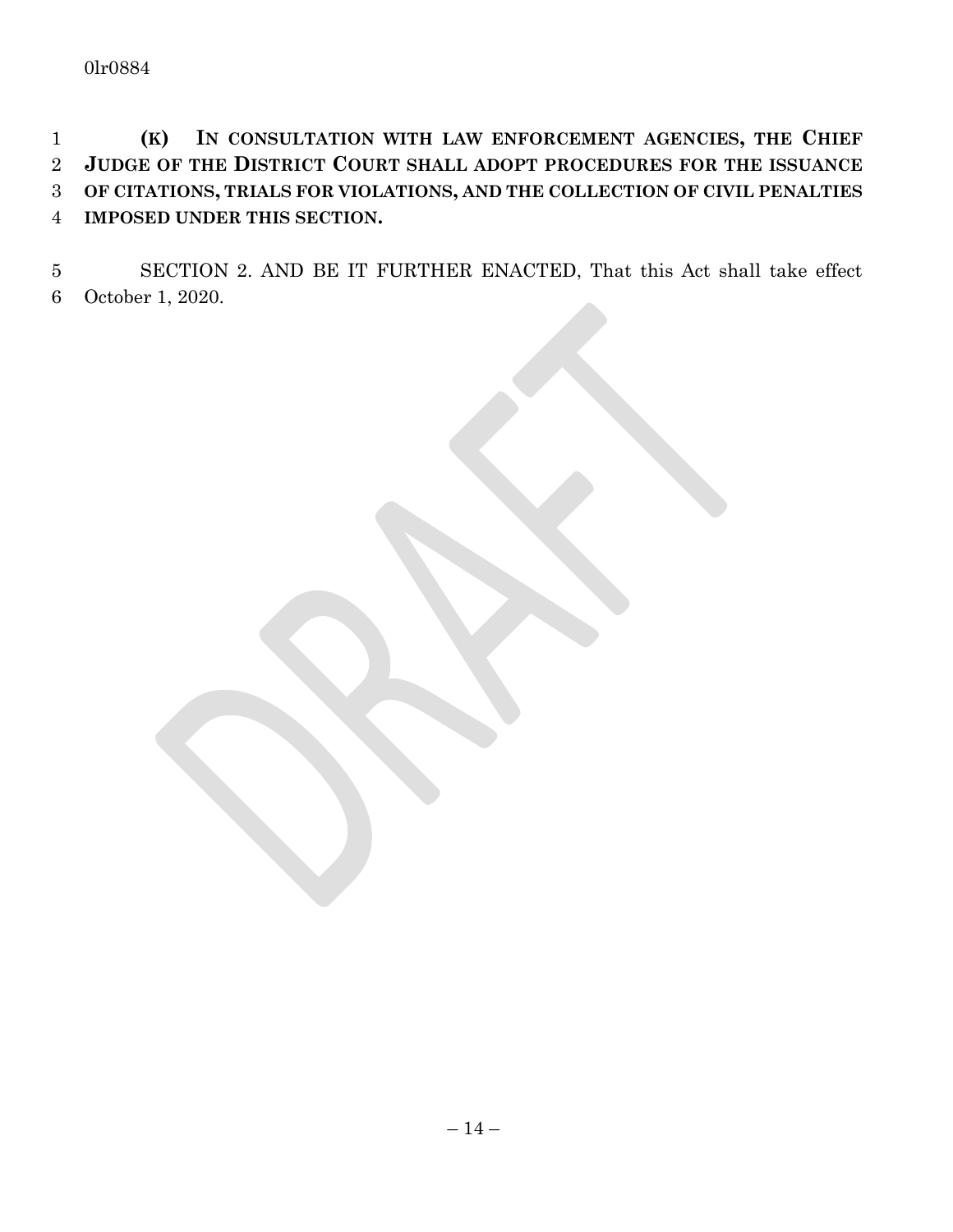**(K) IN CONSULTATION WITH LAW ENFORCEMENT AGENCIES, THE CHIEF JUDGE OF THE DISTRICT COURT SHALL ADOPT PROCEDURES FOR THE ISSUANCE OF CITATIONS, TRIALS FOR VIOLATIONS, AND THE COLLECTION OF CIVIL PENALTIES IMPOSED UNDER THIS SECTION.**

SECTION 2. AND BE IT FURTHER ENACTED, That this Act shall take effect October 1, 2020.